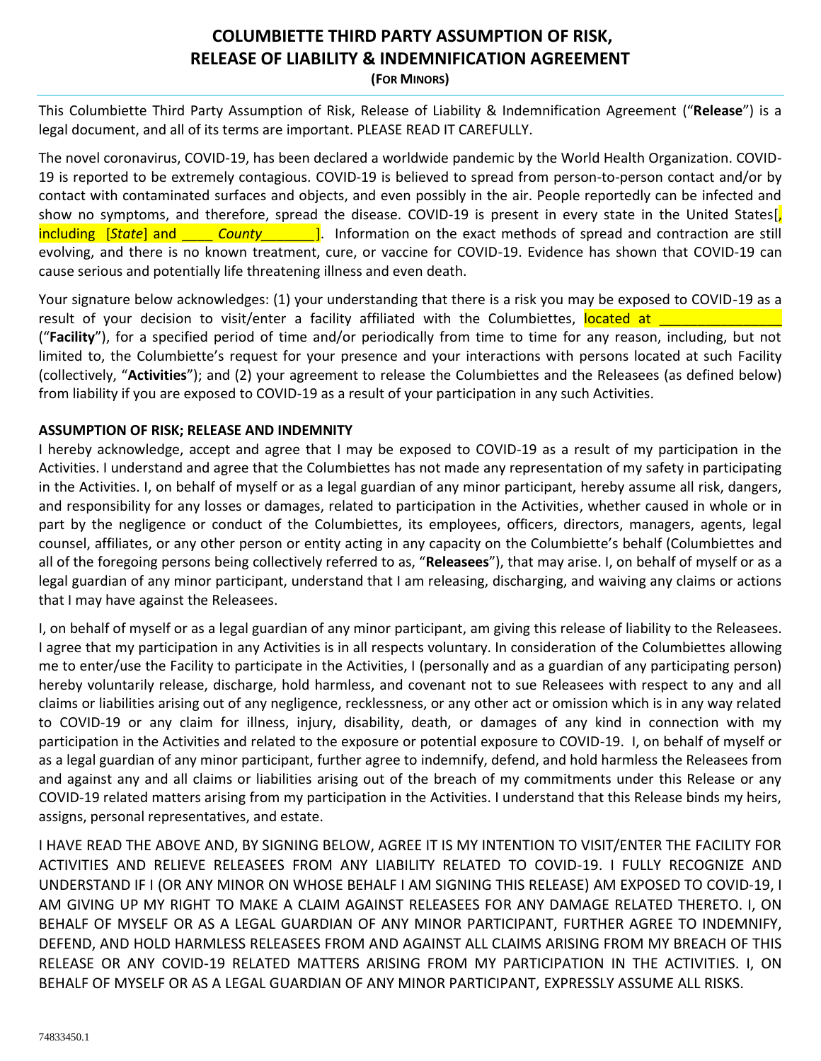# COLUMBIETTE THIRD PARTY ASSUMPTION OF RISK, RELEASE OF LIABILITY & INDEMNIFICATION AGREEMENT

**(FOR MINORS)**

This Columbiette Third Party Assumption of Risk, Release of Liability & Indemnification Agreement ("**Release**") is a legal document, and all of its terms are important. PLEASE READ IT CAREFULLY.

The novel coronavirus, COVID-19, has been declared a worldwide pandemic by the World Health Organization. COVID-19 is reported to be extremely contagious. COVID-19 is believed to spread from person-to-person contact and/or by contact with contaminated surfaces and objects, and even possibly in the air. People reportedly can be infected and show no symptoms, and therefore, spread the disease. COVID-19 is present in every state in the United States[, including [*State*] and ____ *County*_______]. Information on the exact methods of spread and contraction are still evolving, and there is no known treatment, cure, or vaccine for COVID-19. Evidence has shown that COVID-19 can cause serious and potentially life threatening illness and even death.

Your signature below acknowledges: (1) your understanding that there is a risk you may be exposed to COVID-19 as a result of your decision to visit/enter a facility affiliated with the Columbiettes, located at ________________ ("**Facility**"), for a specified period of time and/or periodically from time to time for any reason, including, but not limited to, the Columbiette's request for your presence and your interactions with persons located at such Facility (collectively, "**Activities**"); and (2) your agreement to release the Columbiettes and the Releasees (as defined below) from liability if you are exposed to COVID-19 as a result of your participation in any such Activities.

**ASSUMPTION OF RISK; RELEASE AND INDEMNITY**

I hereby acknowledge, accept and agree that I may be exposed to COVID-19 as a result of my participation in the Activities. I understand and agree that the Columbiettes has not made any representation of my safety in participating in the Activities. I, on behalf of myself or as a legal guardian of any minor participant, hereby assume all risk, dangers, and responsibility for any losses or damages, related to participation in the Activities, whether caused in whole or in part by the negligence or conduct of the Columbiettes, its employees, officers, directors, managers, agents, legal counsel, affiliates, or any other person or entity acting in any capacity on the Columbiette's behalf (Columbiettes and all of the foregoing persons being collectively referred to as, "**Releasees**"), that may arise. I, on behalf of myself or as a legal guardian of any minor participant, understand that I am releasing, discharging, and waiving any claims or actions that I may have against the Releasees.

I, on behalf of myself or as a legal guardian of any minor participant, am giving this release of liability to the Releasees. I agree that my participation in any Activities is in all respects voluntary. In consideration of the Columbiettes allowing me to enter/use the Facility to participate in the Activities, I (personally and as a guardian of any participating person) hereby voluntarily release, discharge, hold harmless, and covenant not to sue Releasees with respect to any and all claims or liabilities arising out of any negligence, recklessness, or any other act or omission which is in any way related to COVID-19 or any claim for illness, injury, disability, death, or damages of any kind in connection with my participation in the Activities and related to the exposure or potential exposure to COVID-19. I, on behalf of myself or as a legal guardian of any minor participant, further agree to indemnify, defend, and hold harmless the Releasees from and against any and all claims or liabilities arising out of the breach of my commitments under this Release or any COVID-19 related matters arising from my participation in the Activities. I understand that this Release binds my heirs, assigns, personal representatives, and estate.

I HAVE READ THE ABOVE AND, BY SIGNING BELOW, AGREE IT IS MY INTENTION TO VISIT/ENTER THE FACILITY FOR ACTIVITIES AND RELIEVE RELEASEES FROM ANY LIABILITY RELATED TO COVID-19. I FULLY RECOGNIZE AND UNDERSTAND IF I (OR ANY MINOR ON WHOSE BEHALF I AM SIGNING THIS RELEASE) AM EXPOSED TO COVID-19, I AM GIVING UP MY RIGHT TO MAKE A CLAIM AGAINST RELEASEES FOR ANY DAMAGE RELATED THERETO. I, ON BEHALF OF MYSELF OR AS A LEGAL GUARDIAN OF ANY MINOR PARTICIPANT, FURTHER AGREE TO INDEMNIFY, DEFEND, AND HOLD HARMLESS RELEASEES FROM AND AGAINST ALL CLAIMS ARISING FROM MY BREACH OF THIS RELEASE OR ANY COVID-19 RELATED MATTERS ARISING FROM MY PARTICIPATION IN THE ACTIVITIES. I, ON BEHALF OF MYSELF OR AS A LEGAL GUARDIAN OF ANY MINOR PARTICIPANT, EXPRESSLY ASSUME ALL RISKS.

74833450.1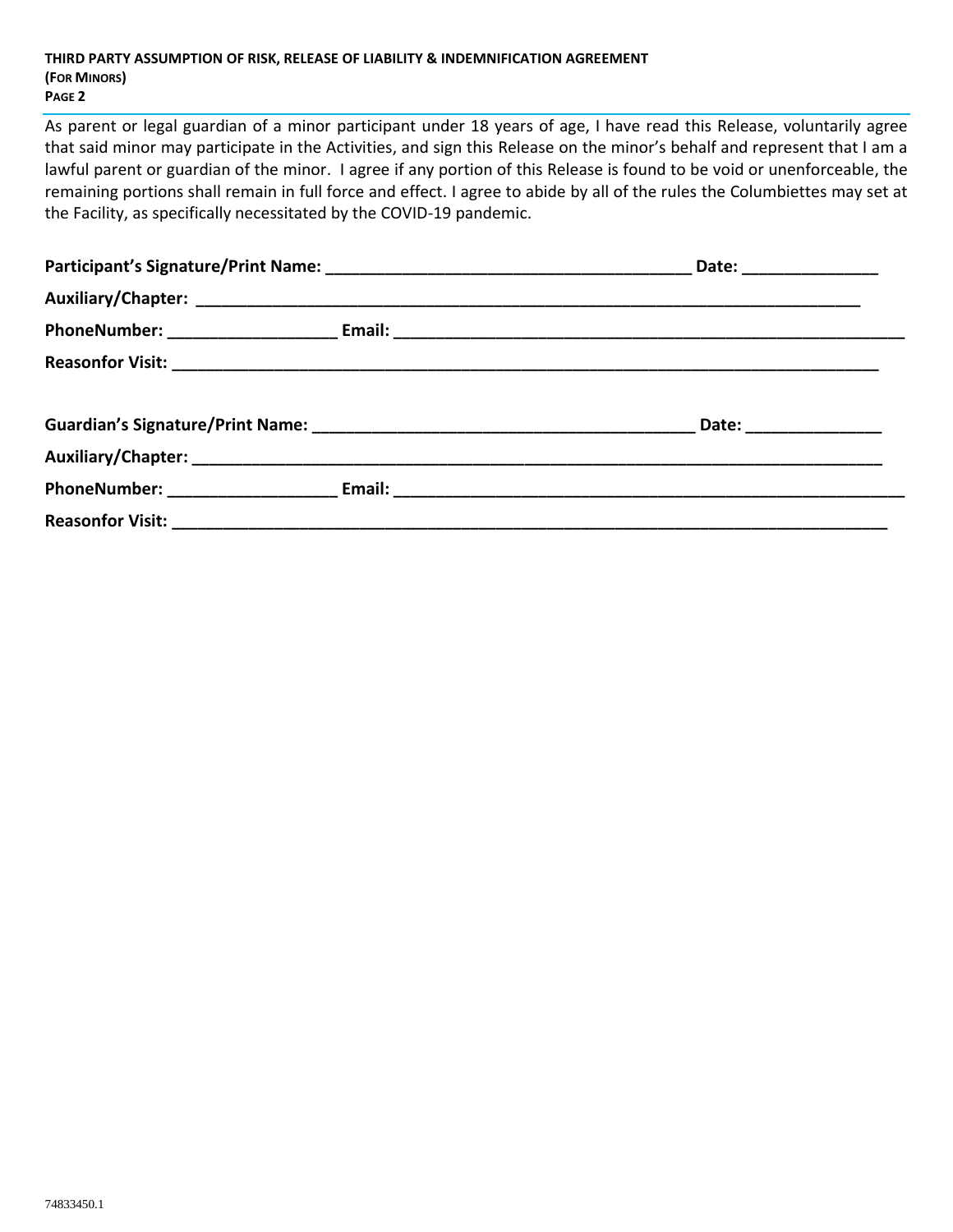As parent or legal guardian of a minor participant under 18 years of age, I have read this Release, voluntarily agree that said minor may participate in the Activities, and sign this Release on the minor's behalf and represent that I am a lawful parent or guardian of the minor. I agree if any portion of this Release is found to be void or unenforceable, the remaining portions shall remain in full force and effect. I agree to abide by all of the rules the Columbiettes may set at the Facility, as specifically necessitated by the COVID-19 pandemic.

**Participant's Signature/Print Name:** ________________________________________ **Date:** ______________

**Auxiliary/Chapter:** ____________________________________________________________________________

**PhoneNumber:** __________________ **Email:** __________________________________________________________

**Reasonfor Visit:** ______________________________________________________________________________

**Guardian's Signature/Print Name:** __________________________________________ **Date:** ______________

**Auxiliary/Chapter:** ____________________________________________________________________________

**PhoneNumber:** __________________ **Email:** __________________________________________________________

**Reasonfor Visit:** ______________________________________________________________________________

74833450.1